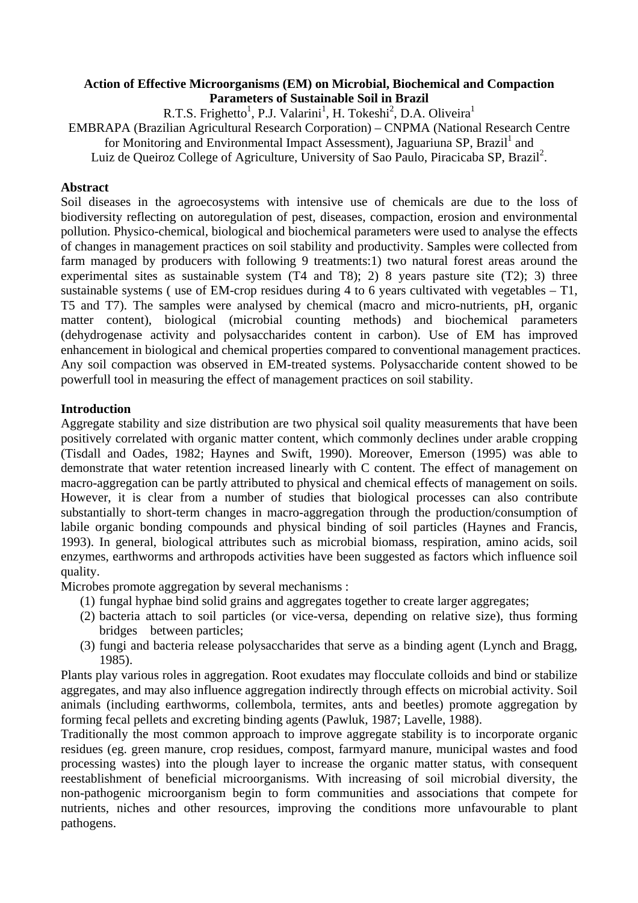# Action of Effective Microorganisms (EM) on Microbial, Biochemical and Compaction Parameters of Sustainable Soil in Brazil

R.T.S. Frighetto[1], P.J. Valarini[1], H. Tokeshi[2], D.A. Oliveira[1]

EMBRAPA (Brazilian Agricultural Research Corporation) – CNPMA (National Research Centre for Monitoring and Environmental Impact Assessment), Jaguariuna SP, Brazil[1] and Luiz de Queiroz College of Agriculture, University of Sao Paulo, Piracicaba SP, Brazil[2].

## Abstract

Soil diseases in the agroecosystems with intensive use of chemicals are due to the loss of biodiversity reflecting on autoregulation of pest, diseases, compaction, erosion and environmental pollution. Physico-chemical, biological and biochemical parameters were used to analyse the effects of changes in management practices on soil stability and productivity. Samples were collected from farm managed by producers with following 9 treatments:1) two natural forest areas around the experimental sites as sustainable system (T4 and T8); 2) 8 years pasture site (T2); 3) three sustainable systems ( use of EM-crop residues during 4 to 6 years cultivated with vegetables – T1, T5 and T7). The samples were analysed by chemical (macro and micro-nutrients, pH, organic matter content), biological (microbial counting methods) and biochemical parameters (dehydrogenase activity and polysaccharides content in carbon). Use of EM has improved enhancement in biological and chemical properties compared to conventional management practices. Any soil compaction was observed in EM-treated systems. Polysaccharide content showed to be powerfull tool in measuring the effect of management practices on soil stability.

## Introduction

Aggregate stability and size distribution are two physical soil quality measurements that have been positively correlated with organic matter content, which commonly declines under arable cropping (Tisdall and Oades, 1982; Haynes and Swift, 1990). Moreover, Emerson (1995) was able to demonstrate that water retention increased linearly with C content. The effect of management on macro-aggregation can be partly attributed to physical and chemical effects of management on soils. However, it is clear from a number of studies that biological processes can also contribute substantially to short-term changes in macro-aggregation through the production/consumption of labile organic bonding compounds and physical binding of soil particles (Haynes and Francis, 1993). In general, biological attributes such as microbial biomass, respiration, amino acids, soil enzymes, earthworms and arthropods activities have been suggested as factors which influence soil quality.

Microbes promote aggregation by several mechanisms :

1. fungal hyphae bind solid grains and aggregates together to create larger aggregates;
2. bacteria attach to soil particles (or vice-versa, depending on relative size), thus forming bridges between particles;
3. fungi and bacteria release polysaccharides that serve as a binding agent (Lynch and Bragg, 1985).

Plants play various roles in aggregation. Root exudates may flocculate colloids and bind or stabilize aggregates, and may also influence aggregation indirectly through effects on microbial activity. Soil animals (including earthworms, collembola, termites, ants and beetles) promote aggregation by forming fecal pellets and excreting binding agents (Pawluk, 1987; Lavelle, 1988).

Traditionally the most common approach to improve aggregate stability is to incorporate organic residues (eg. green manure, crop residues, compost, farmyard manure, municipal wastes and food processing wastes) into the plough layer to increase the organic matter status, with consequent reestablishment of beneficial microorganisms. With increasing of soil microbial diversity, the non-pathogenic microorganism begin to form communities and associations that compete for nutrients, niches and other resources, improving the conditions more unfavourable to plant pathogens.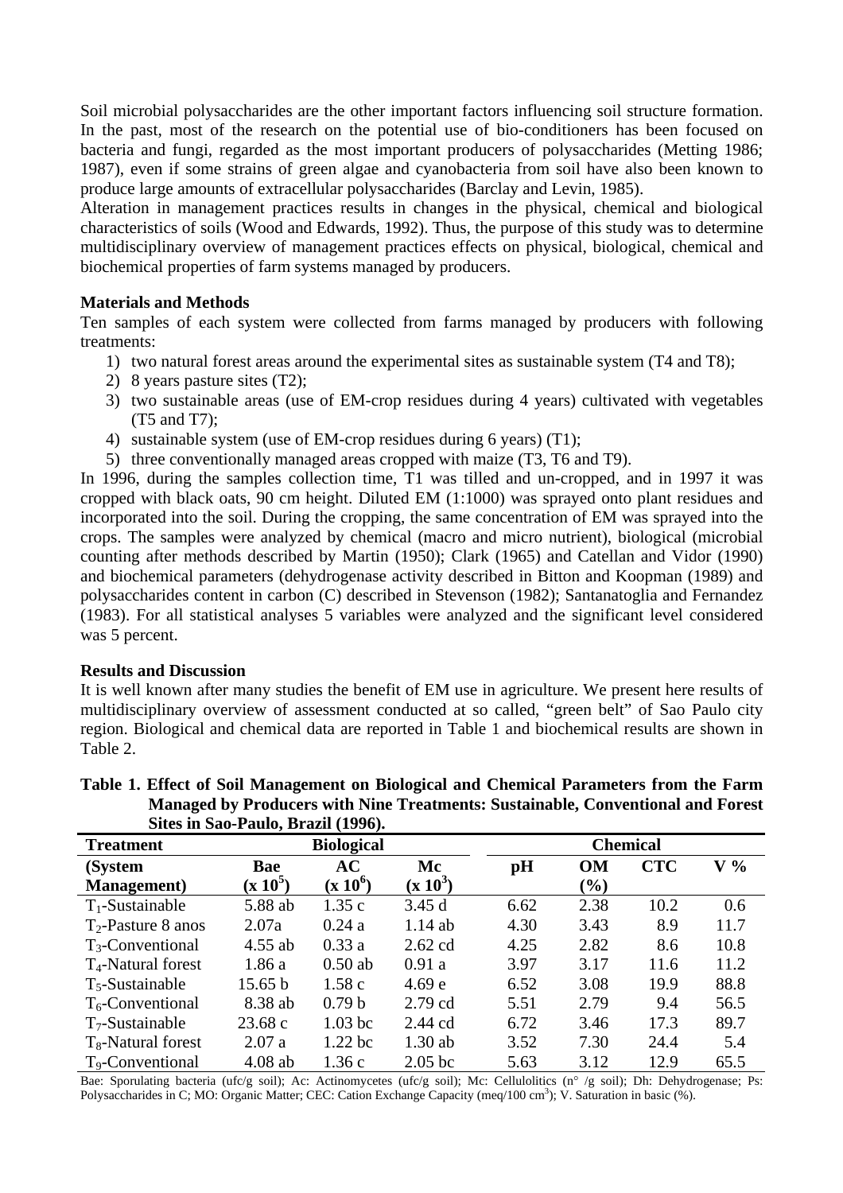Soil microbial polysaccharides are the other important factors influencing soil structure formation. In the past, most of the research on the potential use of bio-conditioners has been focused on bacteria and fungi, regarded as the most important producers of polysaccharides (Metting 1986; 1987), even if some strains of green algae and cyanobacteria from soil have also been known to produce large amounts of extracellular polysaccharides (Barclay and Levin, 1985).

Alteration in management practices results in changes in the physical, chemical and biological characteristics of soils (Wood and Edwards, 1992). Thus, the purpose of this study was to determine multidisciplinary overview of management practices effects on physical, biological, chemical and biochemical properties of farm systems managed by producers.

**Materials and Methods**

Ten samples of each system were collected from farms managed by producers with following treatments:

1) two natural forest areas around the experimental sites as sustainable system (T4 and T8);
2) 8 years pasture sites (T2);
3) two sustainable areas (use of EM-crop residues during 4 years) cultivated with vegetables (T5 and T7);
4) sustainable system (use of EM-crop residues during 6 years) (T1);
5) three conventionally managed areas cropped with maize (T3, T6 and T9).

In 1996, during the samples collection time, T1 was tilled and un-cropped, and in 1997 it was cropped with black oats, 90 cm height. Diluted EM (1:1000) was sprayed onto plant residues and incorporated into the soil. During the cropping, the same concentration of EM was sprayed into the crops. The samples were analyzed by chemical (macro and micro nutrient), biological (microbial counting after methods described by Martin (1950); Clark (1965) and Catellan and Vidor (1990) and biochemical parameters (dehydrogenase activity described in Bitton and Koopman (1989) and polysaccharides content in carbon (C) described in Stevenson (1982); Santanatoglia and Fernandez (1983). For all statistical analyses 5 variables were analyzed and the significant level considered was 5 percent.

**Results and Discussion**

It is well known after many studies the benefit of EM use in agriculture. We present here results of multidisciplinary overview of assessment conducted at so called, "green belt" of Sao Paulo city region. Biological and chemical data are reported in Table 1 and biochemical results are shown in Table 2.

**Table 1. Effect of Soil Management on Biological and Chemical Parameters from the Farm Managed by Producers with Nine Treatments: Sustainable, Conventional and Forest Sites in Sao-Paulo, Brazil (1996).**

| Treatment | Biological | | | Chemical | | | |
|---|---|---|---|---|---|---|---|
| (System Management) | Bae ($x\ 10^5$) | AC ($x\ 10^6$) | Mc ($x\ 10^3$) | pH | OM (%) | CTC | V % |
| $T_1$-Sustainable | 5.88 ab | 1.35 c | 3.45 d | 6.62 | 2.38 | 10.2 | 0.6 |
| $T_2$-Pasture 8 anos | 2.07a | 0.24 a | 1.14 ab | 4.30 | 3.43 | 8.9 | 11.7 |
| $T_3$-Conventional | 4.55 ab | 0.33 a | 2.62 cd | 4.25 | 2.82 | 8.6 | 10.8 |
| $T_4$-Natural forest | 1.86 a | 0.50 ab | 0.91 a | 3.97 | 3.17 | 11.6 | 11.2 |
| $T_5$-Sustainable | 15.65 b | 1.58 c | 4.69 e | 6.52 | 3.08 | 19.9 | 88.8 |
| $T_6$-Conventional | 8.38 ab | 0.79 b | 2.79 cd | 5.51 | 2.79 | 9.4 | 56.5 |
| $T_7$-Sustainable | 23.68 c | 1.03 bc | 2.44 cd | 6.72 | 3.46 | 17.3 | 89.7 |
| $T_8$-Natural forest | 2.07 a | 1.22 bc | 1.30 ab | 3.52 | 7.30 | 24.4 | 5.4 |
| $T_9$-Conventional | 4.08 ab | 1.36 c | 2.05 bc | 5.63 | 3.12 | 12.9 | 65.5 |

Bae: Sporulating bacteria (ufc/g soil); Ac: Actinomycetes (ufc/g soil); Mc: Cellulolitics (n° /g soil); Dh: Dehydrogenase; Ps: Polysaccharides in C; MO: Organic Matter; CEC: Cation Exchange Capacity (meq/100 $cm^3$); V. Saturation in basic (%).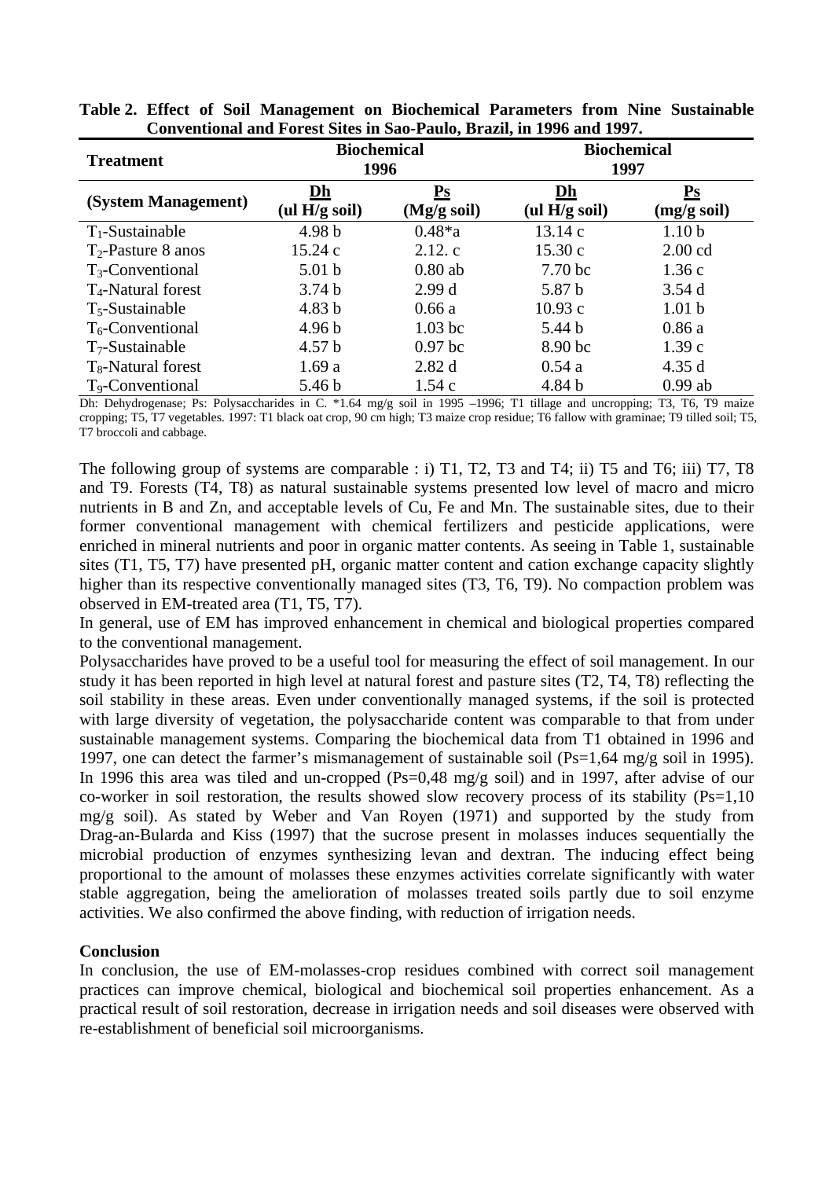**Table 2. Effect of Soil Management on Biochemical Parameters from Nine Sustainable Conventional and Forest Sites in Sao-Paulo, Brazil, in 1996 and 1997.**

| Treatment | Biochemical 1996 | | Biochemical 1997 | |
|---|---|---|---|---|
| (System Management) | Dh (ul H/g soil) | Ps (Mg/g soil) | Dh (ul H/g soil) | Ps (mg/g soil) |
| $T_1$-Sustainable | 4.98 b | 0.48*a | 13.14 c | 1.10 b |
| $T_2$-Pasture 8 anos | 15.24 c | 2.12. c | 15.30 c | 2.00 cd |
| $T_3$-Conventional | 5.01 b | 0.80 ab | 7.70 bc | 1.36 c |
| $T_4$-Natural forest | 3.74 b | 2.99 d | 5.87 b | 3.54 d |
| $T_5$-Sustainable | 4.83 b | 0.66 a | 10.93 c | 1.01 b |
| $T_6$-Conventional | 4.96 b | 1.03 bc | 5.44 b | 0.86 a |
| $T_7$-Sustainable | 4.57 b | 0.97 bc | 8.90 bc | 1.39 c |
| $T_8$-Natural forest | 1.69 a | 2.82 d | 0.54 a | 4.35 d |
| $T_9$-Conventional | 5.46 b | 1.54 c | 4.84 b | 0.99 ab |

Dh: Dehydrogenase; Ps: Polysaccharides in C. *1.64 mg/g soil in 1995 –1996; T1 tillage and uncropping; T3, T6, T9 maize cropping; T5, T7 vegetables. 1997: T1 black oat crop, 90 cm high; T3 maize crop residue; T6 fallow with graminae; T9 tilled soil; T5, T7 broccoli and cabbage.

The following group of systems are comparable : i) T1, T2, T3 and T4; ii) T5 and T6; iii) T7, T8 and T9. Forests (T4, T8) as natural sustainable systems presented low level of macro and micro nutrients in B and Zn, and acceptable levels of Cu, Fe and Mn. The sustainable sites, due to their former conventional management with chemical fertilizers and pesticide applications, were enriched in mineral nutrients and poor in organic matter contents. As seeing in Table 1, sustainable sites (T1, T5, T7) have presented pH, organic matter content and cation exchange capacity slightly higher than its respective conventionally managed sites (T3, T6, T9). No compaction problem was observed in EM-treated area (T1, T5, T7).

In general, use of EM has improved enhancement in chemical and biological properties compared to the conventional management.

Polysaccharides have proved to be a useful tool for measuring the effect of soil management. In our study it has been reported in high level at natural forest and pasture sites (T2, T4, T8) reflecting the soil stability in these areas. Even under conventionally managed systems, if the soil is protected with large diversity of vegetation, the polysaccharide content was comparable to that from under sustainable management systems. Comparing the biochemical data from T1 obtained in 1996 and 1997, one can detect the farmer's mismanagement of sustainable soil (Ps=1,64 mg/g soil in 1995). In 1996 this area was tiled and un-cropped (Ps=0,48 mg/g soil) and in 1997, after advise of our co-worker in soil restoration, the results showed slow recovery process of its stability (Ps=1,10 mg/g soil). As stated by Weber and Van Royen (1971) and supported by the study from Drag-an-Bularda and Kiss (1997) that the sucrose present in molasses induces sequentially the microbial production of enzymes synthesizing levan and dextran. The inducing effect being proportional to the amount of molasses these enzymes activities correlate significantly with water stable aggregation, being the amelioration of molasses treated soils partly due to soil enzyme activities. We also confirmed the above finding, with reduction of irrigation needs.

**Conclusion**

In conclusion, the use of EM-molasses-crop residues combined with correct soil management practices can improve chemical, biological and biochemical soil properties enhancement. As a practical result of soil restoration, decrease in irrigation needs and soil diseases were observed with re-establishment of beneficial soil microorganisms.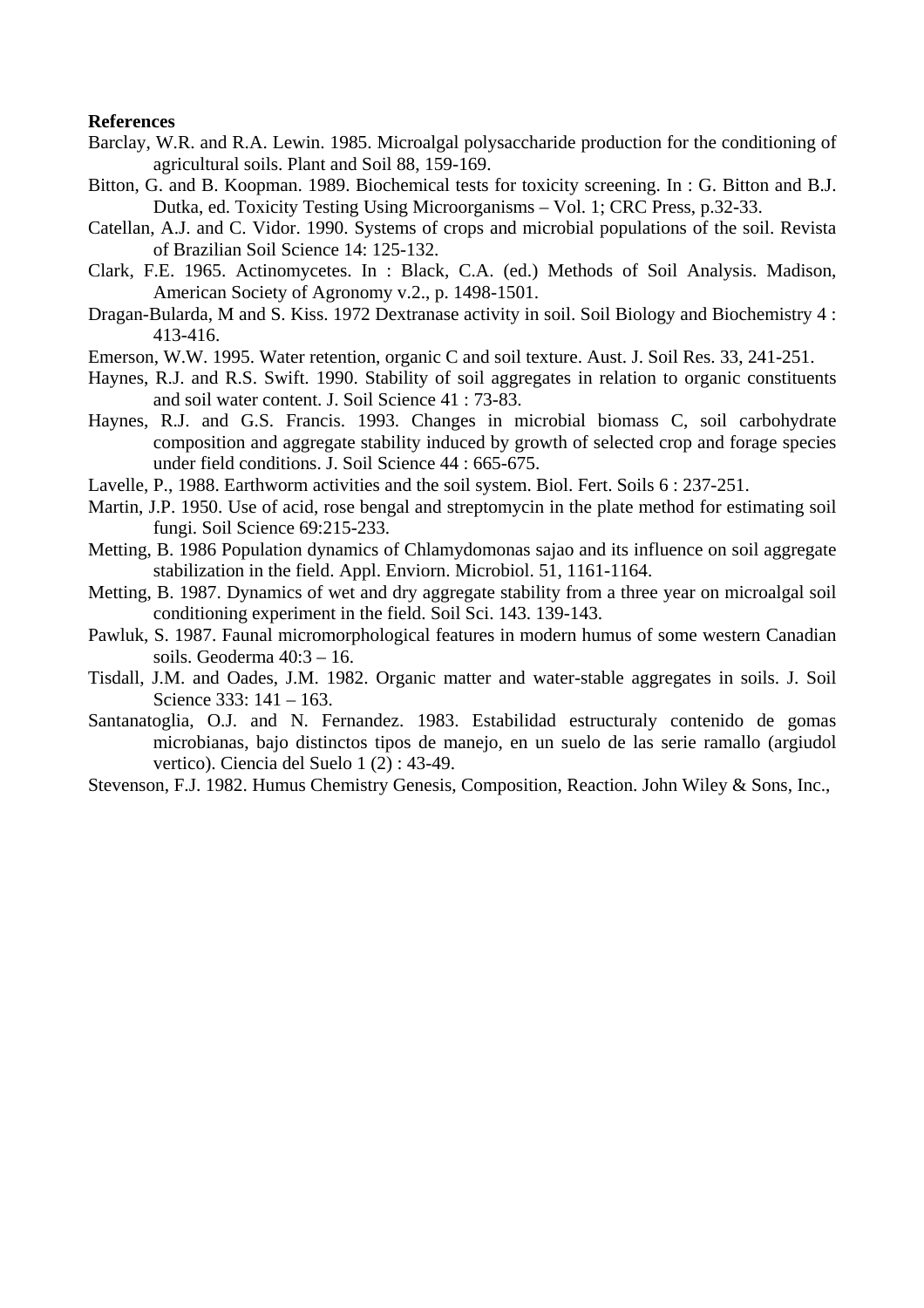**References**

Barclay, W.R. and R.A. Lewin. 1985. Microalgal polysaccharide production for the conditioning of agricultural soils. Plant and Soil 88, 159-169.

Bitton, G. and B. Koopman. 1989. Biochemical tests for toxicity screening. In : G. Bitton and B.J. Dutka, ed. Toxicity Testing Using Microorganisms – Vol. 1; CRC Press, p.32-33.

Catellan, A.J. and C. Vidor. 1990. Systems of crops and microbial populations of the soil. Revista of Brazilian Soil Science 14: 125-132.

Clark, F.E. 1965. Actinomycetes. In : Black, C.A. (ed.) Methods of Soil Analysis. Madison, American Society of Agronomy v.2., p. 1498-1501.

Dragan-Bularda, M and S. Kiss. 1972 Dextranase activity in soil. Soil Biology and Biochemistry 4 : 413-416.

Emerson, W.W. 1995. Water retention, organic C and soil texture. Aust. J. Soil Res. 33, 241-251.

Haynes, R.J. and R.S. Swift. 1990. Stability of soil aggregates in relation to organic constituents and soil water content. J. Soil Science 41 : 73-83.

Haynes, R.J. and G.S. Francis. 1993. Changes in microbial biomass C, soil carbohydrate composition and aggregate stability induced by growth of selected crop and forage species under field conditions. J. Soil Science 44 : 665-675.

Lavelle, P., 1988. Earthworm activities and the soil system. Biol. Fert. Soils 6 : 237-251.

Martin, J.P. 1950. Use of acid, rose bengal and streptomycin in the plate method for estimating soil fungi. Soil Science 69:215-233.

Metting, B. 1986 Population dynamics of Chlamydomonas sajao and its influence on soil aggregate stabilization in the field. Appl. Enviorn. Microbiol. 51, 1161-1164.

Metting, B. 1987. Dynamics of wet and dry aggregate stability from a three year on microalgal soil conditioning experiment in the field. Soil Sci. 143. 139-143.

Pawluk, S. 1987. Faunal micromorphological features in modern humus of some western Canadian soils. Geoderma 40:3 – 16.

Tisdall, J.M. and Oades, J.M. 1982. Organic matter and water-stable aggregates in soils. J. Soil Science 333: 141 – 163.

Santanatoglia, O.J. and N. Fernandez. 1983. Estabilidad estructuraly contenido de gomas microbianas, bajo distinctos tipos de manejo, en un suelo de las serie ramallo (argiudol vertico). Ciencia del Suelo 1 (2) : 43-49.

Stevenson, F.J. 1982. Humus Chemistry Genesis, Composition, Reaction. John Wiley & Sons, Inc.,